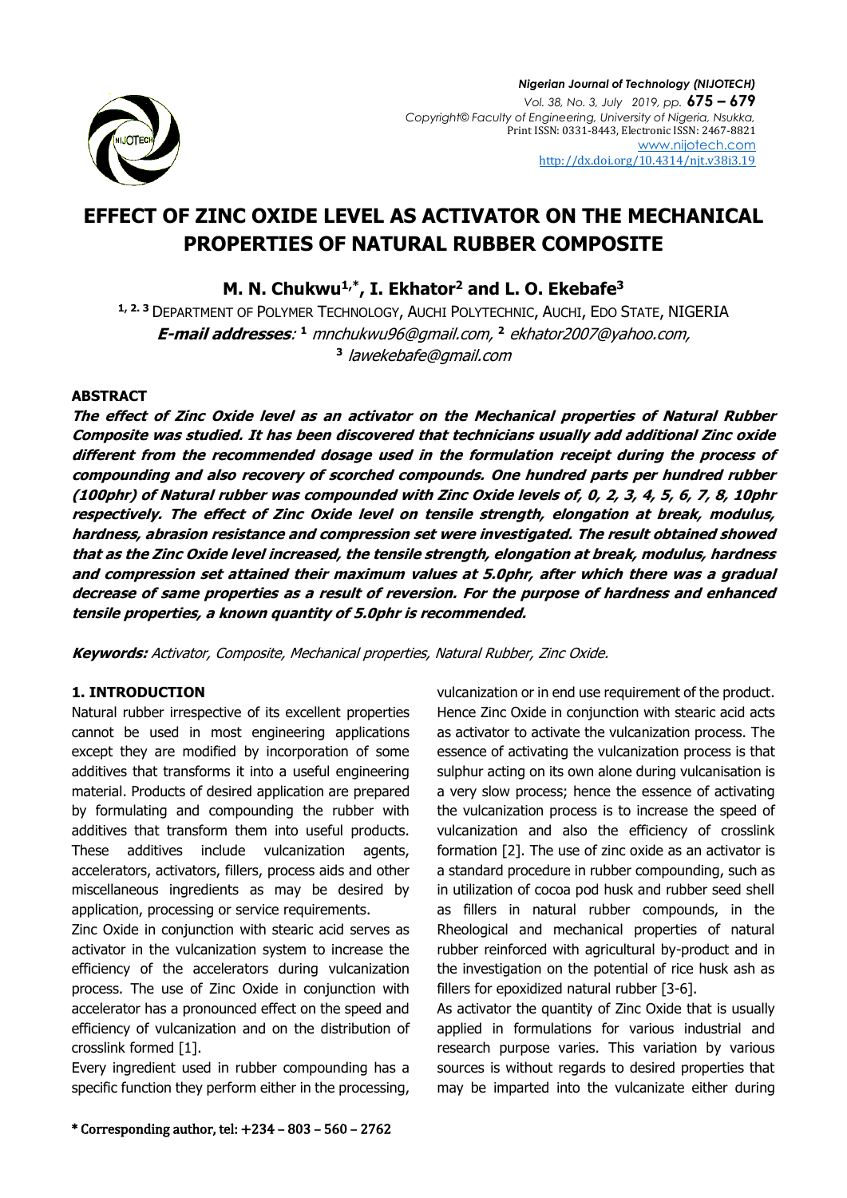# EFFECT OF ZINC OXIDE LEVEL AS ACTIVATOR ON THE MECHANICAL PROPERTIES OF NATURAL RUBBER COMPOSITE

**M. N. Chukwu[1,*], I. Ekhator[2] and L. O. Ekebafe[3]**

[1, 2, 3] DEPARTMENT OF POLYMER TECHNOLOGY, AUCHI POLYTECHNIC, AUCHI, EDO STATE, NIGERIA

***E-mail addresses***: [1] *mnchukwu96@gmail.com*, [2] *ekhator2007@yahoo.com*, [3] *lawekebafe@gmail.com*

## ABSTRACT

***The effect of Zinc Oxide level as an activator on the Mechanical properties of Natural Rubber Composite was studied. It has been discovered that technicians usually add additional Zinc oxide different from the recommended dosage used in the formulation receipt during the process of compounding and also recovery of scorched compounds. One hundred parts per hundred rubber (100phr) of Natural rubber was compounded with Zinc Oxide levels of, 0, 2, 3, 4, 5, 6, 7, 8, 10phr respectively. The effect of Zinc Oxide level on tensile strength, elongation at break, modulus, hardness, abrasion resistance and compression set were investigated. The result obtained showed that as the Zinc Oxide level increased, the tensile strength, elongation at break, modulus, hardness and compression set attained their maximum values at 5.0phr, after which there was a gradual decrease of same properties as a result of reversion. For the purpose of hardness and enhanced tensile properties, a known quantity of 5.0phr is recommended.***

***Keywords:*** *Activator, Composite, Mechanical properties, Natural Rubber, Zinc Oxide.*

## 1. INTRODUCTION

Natural rubber irrespective of its excellent properties cannot be used in most engineering applications except they are modified by incorporation of some additives that transforms it into a useful engineering material. Products of desired application are prepared by formulating and compounding the rubber with additives that transform them into useful products. These additives include vulcanization agents, accelerators, activators, fillers, process aids and other miscellaneous ingredients as may be desired by application, processing or service requirements.

Zinc Oxide in conjunction with stearic acid serves as activator in the vulcanization system to increase the efficiency of the accelerators during vulcanization process. The use of Zinc Oxide in conjunction with accelerator has a pronounced effect on the speed and efficiency of vulcanization and on the distribution of crosslink formed [1].

Every ingredient used in rubber compounding has a specific function they perform either in the processing, vulcanization or in end use requirement of the product. Hence Zinc Oxide in conjunction with stearic acid acts as activator to activate the vulcanization process. The essence of activating the vulcanization process is that sulphur acting on its own alone during vulcanisation is a very slow process; hence the essence of activating the vulcanization process is to increase the speed of vulcanization and also the efficiency of crosslink formation [2]. The use of zinc oxide as an activator is a standard procedure in rubber compounding, such as in utilization of cocoa pod husk and rubber seed shell as fillers in natural rubber compounds, in the Rheological and mechanical properties of natural rubber reinforced with agricultural by-product and in the investigation on the potential of rice husk ash as fillers for epoxidized natural rubber [3-6].

As activator the quantity of Zinc Oxide that is usually applied in formulations for various industrial and research purpose varies. This variation by various sources is without regards to desired properties that may be imparted into the vulcanizate either during

\* Corresponding author, tel: +234 – 803 – 560 – 2762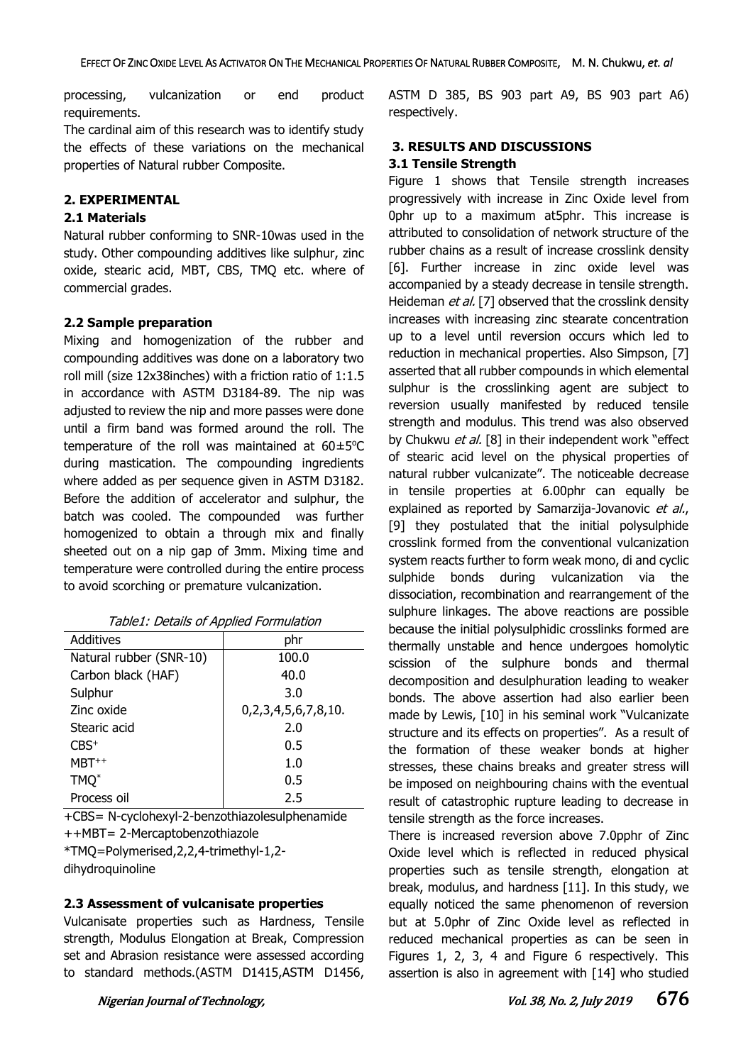processing, vulcanization or end product requirements.

The cardinal aim of this research was to identify study the effects of these variations on the mechanical properties of Natural rubber Composite.

## 2. EXPERIMENTAL

### 2.1 Materials

Natural rubber conforming to SNR-10was used in the study. Other compounding additives like sulphur, zinc oxide, stearic acid, MBT, CBS, TMQ etc. where of commercial grades.

### 2.2 Sample preparation

Mixing and homogenization of the rubber and compounding additives was done on a laboratory two roll mill (size 12x38inches) with a friction ratio of 1:1.5 in accordance with ASTM D3184-89. The nip was adjusted to review the nip and more passes were done until a firm band was formed around the roll. The temperature of the roll was maintained at 60±5°C during mastication. The compounding ingredients where added as per sequence given in ASTM D3182. Before the addition of accelerator and sulphur, the batch was cooled. The compounded was further homogenized to obtain a through mix and finally sheeted out on a nip gap of 3mm. Mixing time and temperature were controlled during the entire process to avoid scorching or premature vulcanization.

*Table1: Details of Applied Formulation*

| Additives | phr |
|---|---|
| Natural rubber (SNR-10) | 100.0 |
| Carbon black (HAF) | 40.0 |
| Sulphur | 3.0 |
| Zinc oxide | 0,2,3,4,5,6,7,8,10. |
| Stearic acid | 2.0 |
| CBS+ | 0.5 |
| MBT++ | 1.0 |
| TMQ* | 0.5 |
| Process oil | 2.5 |

+CBS= N-cyclohexyl-2-benzothiazolesulphenamide

++MBT= 2-Mercaptobenzothiazole

*TMQ=Polymerised,2,2,4-trimethyl-1,2-dihydroquinoline

### 2.3 Assessment of vulcanisate properties

Vulcanisate properties such as Hardness, Tensile strength, Modulus Elongation at Break, Compression set and Abrasion resistance were assessed according to standard methods.(ASTM D1415,ASTM D1456, ASTM D 385, BS 903 part A9, BS 903 part A6) respectively.

## 3. RESULTS AND DISCUSSIONS

### 3.1 Tensile Strength

Figure 1 shows that Tensile strength increases progressively with increase in Zinc Oxide level from 0phr up to a maximum at5phr. This increase is attributed to consolidation of network structure of the rubber chains as a result of increase crosslink density [6]. Further increase in zinc oxide level was accompanied by a steady decrease in tensile strength. Heideman *et al.* [7] observed that the crosslink density increases with increasing zinc stearate concentration up to a level until reversion occurs which led to reduction in mechanical properties. Also Simpson, [7] asserted that all rubber compounds in which elemental sulphur is the crosslinking agent are subject to reversion usually manifested by reduced tensile strength and modulus. This trend was also observed by Chukwu *et al.* [8] in their independent work "effect of stearic acid level on the physical properties of natural rubber vulcanizate". The noticeable decrease in tensile properties at 6.00phr can equally be explained as reported by Samarzija-Jovanovic *et al.*, [9] they postulated that the initial polysulphide crosslink formed from the conventional vulcanization system reacts further to form weak mono, di and cyclic sulphide bonds during vulcanization via the dissociation, recombination and rearrangement of the sulphure linkages. The above reactions are possible because the initial polysulphidic crosslinks formed are thermally unstable and hence undergoes homolytic scission of the sulphure bonds and thermal decomposition and desulphuration leading to weaker bonds. The above assertion had also earlier been made by Lewis, [10] in his seminal work "Vulcanizate structure and its effects on properties". As a result of the formation of these weaker bonds at higher stresses, these chains breaks and greater stress will be imposed on neighbouring chains with the eventual result of catastrophic rupture leading to decrease in tensile strength as the force increases.

There is increased reversion above 7.0pphr of Zinc Oxide level which is reflected in reduced physical properties such as tensile strength, elongation at break, modulus, and hardness [11]. In this study, we equally noticed the same phenomenon of reversion but at 5.0phr of Zinc Oxide level as reflected in reduced mechanical properties as can be seen in Figures 1, 2, 3, 4 and Figure 6 respectively. This assertion is also in agreement with [14] who studied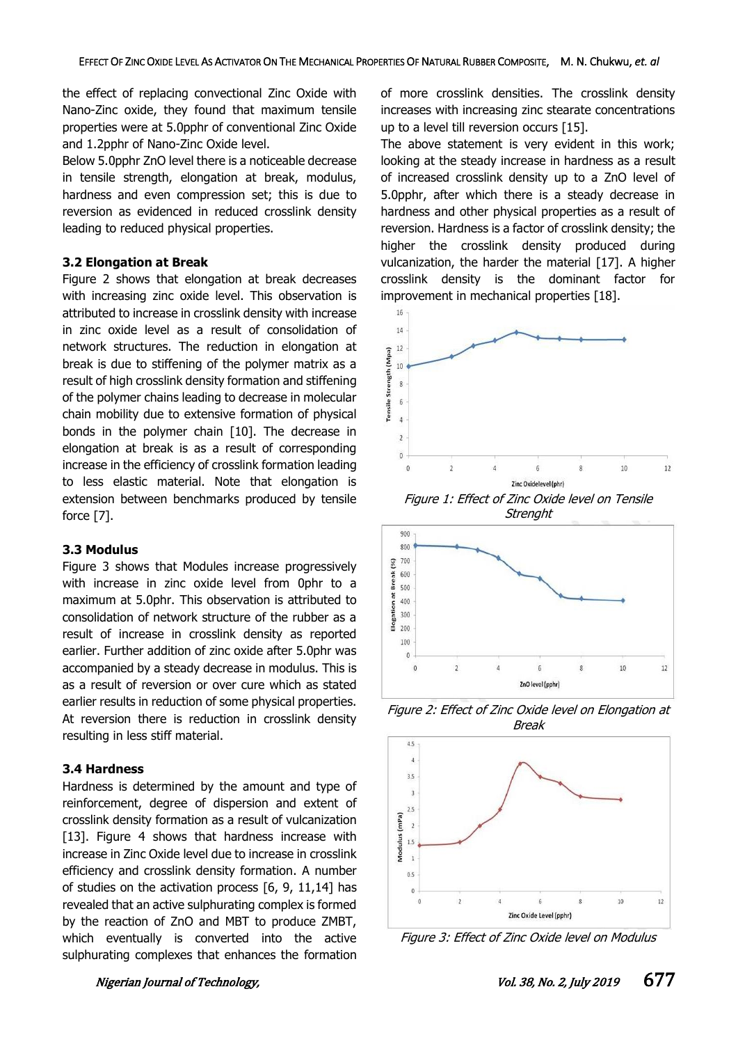the effect of replacing convectional Zinc Oxide with Nano-Zinc oxide, they found that maximum tensile properties were at 5.0pphr of conventional Zinc Oxide and 1.2pphr of Nano-Zinc Oxide level.

Below 5.0pphr ZnO level there is a noticeable decrease in tensile strength, elongation at break, modulus, hardness and even compression set; this is due to reversion as evidenced in reduced crosslink density leading to reduced physical properties.

### 3.2 Elongation at Break

Figure 2 shows that elongation at break decreases with increasing zinc oxide level. This observation is attributed to increase in crosslink density with increase in zinc oxide level as a result of consolidation of network structures. The reduction in elongation at break is due to stiffening of the polymer matrix as a result of high crosslink density formation and stiffening of the polymer chains leading to decrease in molecular chain mobility due to extensive formation of physical bonds in the polymer chain [10]. The decrease in elongation at break is as a result of corresponding increase in the efficiency of crosslink formation leading to less elastic material. Note that elongation is extension between benchmarks produced by tensile force [7].

### 3.3 Modulus

Figure 3 shows that Modules increase progressively with increase in zinc oxide level from 0phr to a maximum at 5.0phr. This observation is attributed to consolidation of network structure of the rubber as a result of increase in crosslink density as reported earlier. Further addition of zinc oxide after 5.0phr was accompanied by a steady decrease in modulus. This is as a result of reversion or over cure which as stated earlier results in reduction of some physical properties. At reversion there is reduction in crosslink density resulting in less stiff material.

### 3.4 Hardness

Hardness is determined by the amount and type of reinforcement, degree of dispersion and extent of crosslink density formation as a result of vulcanization [13]. Figure 4 shows that hardness increase with increase in Zinc Oxide level due to increase in crosslink efficiency and crosslink density formation. A number of studies on the activation process [6, 9, 11,14] has revealed that an active sulphurating complex is formed by the reaction of ZnO and MBT to produce ZMBT, which eventually is converted into the active sulphurating complexes that enhances the formation of more crosslink densities. The crosslink density increases with increasing zinc stearate concentrations up to a level till reversion occurs [15].

The above statement is very evident in this work; looking at the steady increase in hardness as a result of increased crosslink density up to a ZnO level of 5.0pphr, after which there is a steady decrease in hardness and other physical properties as a result of reversion. Hardness is a factor of crosslink density; the higher the crosslink density produced during vulcanization, the harder the material [17]. A higher crosslink density is the dominant factor for improvement in mechanical properties [18].

Tensile Strength (Mpa)
16
14
12
10
8
6
4
2
0
0 2 4 6 8 10 12
Zinc Oxidelevel (phr)

*Figure 1: Effect of Zinc Oxide level on Tensile Strenght*

Elogation at Break (%)
900
800
700
600
500
400
300
200
100
0
0 2 4 6 8 10 12
ZnO level (pphr)

*Figure 2: Effect of Zinc Oxide level on Elongation at Break*

Modulus (mPa)
4.5
4
3.5
3
2.5
2
1.5
1
0.5
0
0 2 4 6 8 10 12
Zinc Oxide Level (pphr)

*Figure 3: Effect of Zinc Oxide level on Modulus*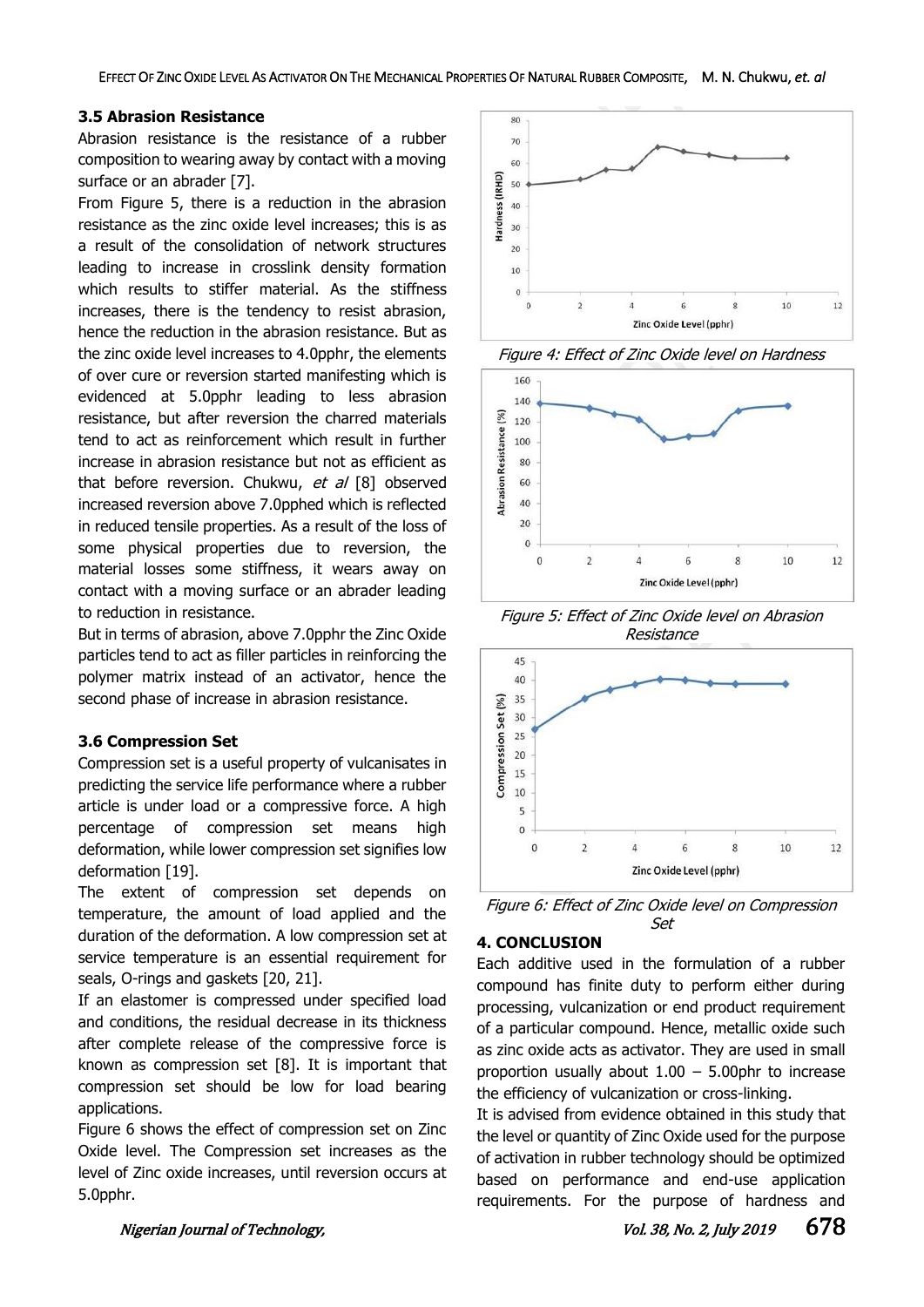### 3.5 Abrasion Resistance

Abrasion resistance is the resistance of a rubber composition to wearing away by contact with a moving surface or an abrader [7].

From Figure 5, there is a reduction in the abrasion resistance as the zinc oxide level increases; this is as a result of the consolidation of network structures leading to increase in crosslink density formation which results to stiffer material. As the stiffness increases, there is the tendency to resist abrasion, hence the reduction in the abrasion resistance. But as the zinc oxide level increases to 4.0pphr, the elements of over cure or reversion started manifesting which is evidenced at 5.0pphr leading to less abrasion resistance, but after reversion the charred materials tend to act as reinforcement which result in further increase in abrasion resistance but not as efficient as that before reversion. Chukwu, *et al* [8] observed increased reversion above 7.0pphed which is reflected in reduced tensile properties. As a result of the loss of some physical properties due to reversion, the material losses some stiffness, it wears away on contact with a moving surface or an abrader leading to reduction in resistance.

But in terms of abrasion, above 7.0pphr the Zinc Oxide particles tend to act as filler particles in reinforcing the polymer matrix instead of an activator, hence the second phase of increase in abrasion resistance.

### 3.6 Compression Set

Compression set is a useful property of vulcanisates in predicting the service life performance where a rubber article is under load or a compressive force. A high percentage of compression set means high deformation, while lower compression set signifies low deformation [19].

The extent of compression set depends on temperature, the amount of load applied and the duration of the deformation. A low compression set at service temperature is an essential requirement for seals, O-rings and gaskets [20, 21].

If an elastomer is compressed under specified load and conditions, the residual decrease in its thickness after complete release of the compressive force is known as compression set [8]. It is important that compression set should be low for load bearing applications.

Figure 6 shows the effect of compression set on Zinc Oxide level. The Compression set increases as the level of Zinc oxide increases, until reversion occurs at 5.0pphr.

Hardness (IRHD)
80
70
60
50
40
30
20
10
0
0 2 4 6 8 10 12
Zinc Oxide Level (pphr)

*Figure 4: Effect of Zinc Oxide level on Hardness*

Abrasion Resistance (%)
160
140
120
100
80
60
40
20
0
0 2 4 6 8 10 12
Zinc Oxide Level (pphr)

*Figure 5: Effect of Zinc Oxide level on Abrasion Resistance*

Compression Set (%)
45
40
35
30
25
20
15
10
5
0
0 2 4 6 8 10 12
Zinc Oxide Level (pphr)

*Figure 6: Effect of Zinc Oxide level on Compression Set*

## 4. CONCLUSION

Each additive used in the formulation of a rubber compound has finite duty to perform either during processing, vulcanization or end product requirement of a particular compound. Hence, metallic oxide such as zinc oxide acts as activator. They are used in small proportion usually about 1.00 – 5.00phr to increase the efficiency of vulcanization or cross-linking.

It is advised from evidence obtained in this study that the level or quantity of Zinc Oxide used for the purpose of activation in rubber technology should be optimized based on performance and end-use application requirements. For the purpose of hardness and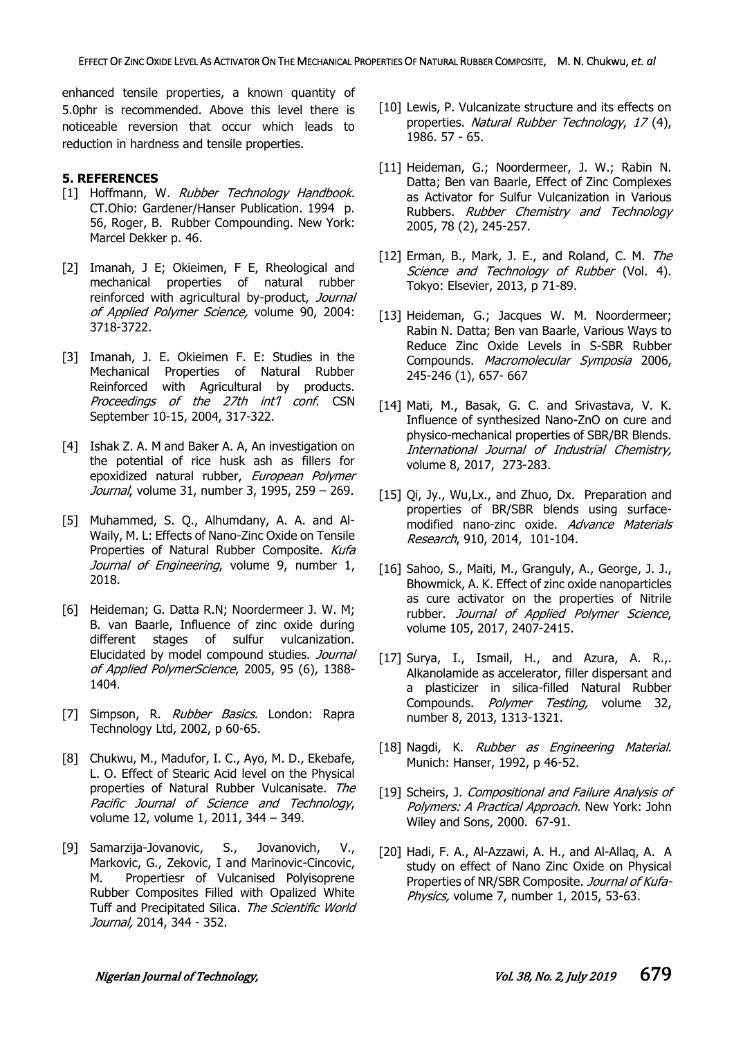enhanced tensile properties, a known quantity of 5.0phr is recommended. Above this level there is noticeable reversion that occur which leads to reduction in hardness and tensile properties.

## 5. REFERENCES

[1] Hoffmann, W. *Rubber Technology Handbook*. CT.Ohio: Gardener/Hanser Publication. 1994 p. 56, Roger, B. Rubber Compounding. New York: Marcel Dekker p. 46.

[2] Imanah, J E; Okieimen, F E, Rheological and mechanical properties of natural rubber reinforced with agricultural by-product, *Journal of Applied Polymer Science,* volume 90, 2004: 3718-3722.

[3] Imanah, J. E. Okieimen F. E: Studies in the Mechanical Properties of Natural Rubber Reinforced with Agricultural by products. *Proceedings of the 27th int'l conf.* CSN September 10-15, 2004, 317-322.

[4] Ishak Z. A. M and Baker A. A, An investigation on the potential of rice husk ash as fillers for epoxidized natural rubber, *European Polymer Journal*, volume 31, number 3, 1995, 259 – 269.

[5] Muhammed, S. Q., Alhumdany, A. A. and Al-Waily, M. L: Effects of Nano-Zinc Oxide on Tensile Properties of Natural Rubber Composite. *Kufa Journal of Engineering*, volume 9, number 1, 2018.

[6] Heideman; G. Datta R.N; Noordermeer J. W. M; B. van Baarle, Influence of zinc oxide during different stages of sulfur vulcanization. Elucidated by model compound studies. *Journal of Applied PolymerScience*, 2005, 95 (6), 1388-1404.

[7] Simpson, R. *Rubber Basics.* London: Rapra Technology Ltd, 2002, p 60-65.

[8] Chukwu, M., Madufor, I. C., Ayo, M. D., Ekebafe, L. O. Effect of Stearic Acid level on the Physical properties of Natural Rubber Vulcanisate. *The Pacific Journal of Science and Technology*, volume 12, volume 1, 2011, 344 – 349.

[9] Samarzija-Jovanovic, S., Jovanovich, V., Markovic, G., Zekovic, I and Marinovic-Cincovic, M. Propertiesr of Vulcanised Polyisoprene Rubber Composites Filled with Opalized White Tuff and Precipitated Silica. *The Scientific World Journal,* 2014, 344 - 352.

[10] Lewis, P. Vulcanizate structure and its effects on properties. *Natural Rubber Technology*, *17* (4), 1986. 57 - 65.

[11] Heideman, G.; Noordermeer, J. W.; Rabin N. Datta; Ben van Baarle, Effect of Zinc Complexes as Activator for Sulfur Vulcanization in Various Rubbers. *Rubber Chemistry and Technology* 2005, 78 (2), 245-257.

[12] Erman, B., Mark, J. E., and Roland, C. M. *The Science and Technology of Rubber* (Vol. 4). Tokyo: Elsevier, 2013, p 71-89.

[13] Heideman, G.; Jacques W. M. Noordermeer; Rabin N. Datta; Ben van Baarle, Various Ways to Reduce Zinc Oxide Levels in S-SBR Rubber Compounds. *Macromolecular Symposia* 2006, 245-246 (1), 657- 667

[14] Mati, M., Basak, G. C. and Srivastava, V. K. Influence of synthesized Nano-ZnO on cure and physico-mechanical properties of SBR/BR Blends. *International Journal of Industrial Chemistry,* volume 8, 2017, 273-283.

[15] Qi, Jy., Wu,Lx., and Zhuo, Dx. Preparation and properties of BR/SBR blends using surface-modified nano-zinc oxide. *Advance Materials Research*, 910, 2014, 101-104.

[16] Sahoo, S., Maiti, M., Granguly, A., George, J. J., Bhowmick, A. K. Effect of zinc oxide nanoparticles as cure activator on the properties of Nitrile rubber. *Journal of Applied Polymer Science*, volume 105, 2017, 2407-2415.

[17] Surya, I., Ismail, H., and Azura, A. R.,. Alkanolamide as accelerator, filler dispersant and a plasticizer in silica-filled Natural Rubber Compounds. *Polymer Testing,* volume 32, number 8, 2013, 1313-1321.

[18] Nagdi, K. *Rubber as Engineering Material.* Munich: Hanser, 1992, p 46-52.

[19] Scheirs, J. *Compositional and Failure Analysis of Polymers: A Practical Approach.* New York: John Wiley and Sons, 2000. 67-91.

[20] Hadi, F. A., Al-Azzawi, A. H., and Al-Allaq, A. A study on effect of Nano Zinc Oxide on Physical Properties of NR/SBR Composite. *Journal of Kufa-Physics,* volume 7, number 1, 2015, 53-63.